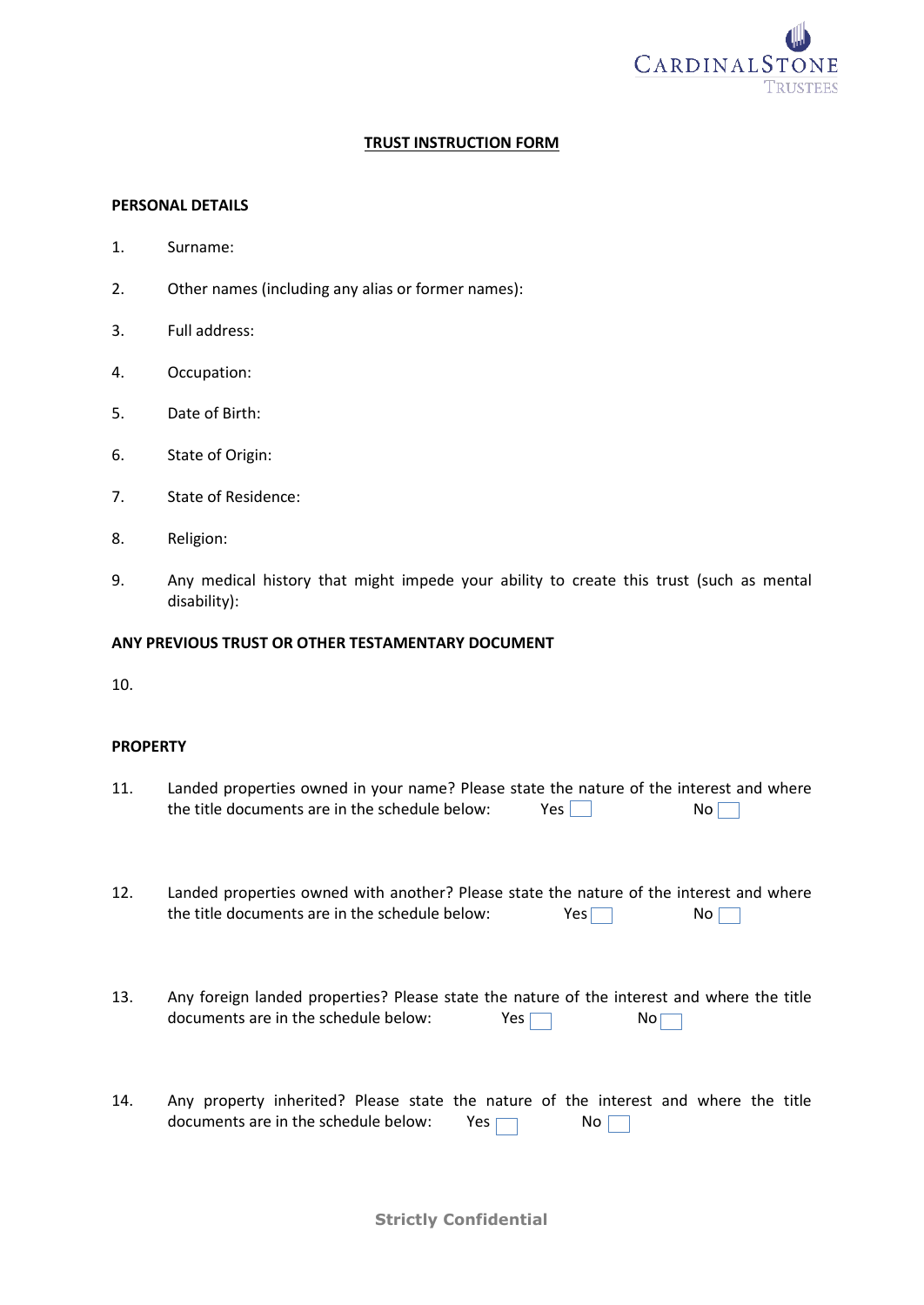CARDINALSTONE TRUSTEES

# TRUST INSTRUCTION FORM

**PERSONAL DETAILS**

1. Surname:

2. Other names (including any alias or former names):

3. Full address:

4. Occupation:

5. Date of Birth:

6. State of Origin:

7. State of Residence:

8. Religion:

9. Any medical history that might impede your ability to create this trust (such as mental disability):

**ANY PREVIOUS TRUST OR OTHER TESTAMENTARY DOCUMENT**

10.

**PROPERTY**

11. Landed properties owned in your name? Please state the nature of the interest and where the title documents are in the schedule below: Yes ☐ No ☐

12. Landed properties owned with another? Please state the nature of the interest and where the title documents are in the schedule below: Yes ☐ No ☐

13. Any foreign landed properties? Please state the nature of the interest and where the title documents are in the schedule below: Yes ☐ No ☐

14. Any property inherited? Please state the nature of the interest and where the title documents are in the schedule below: Yes ☐ No ☐

Strictly Confidential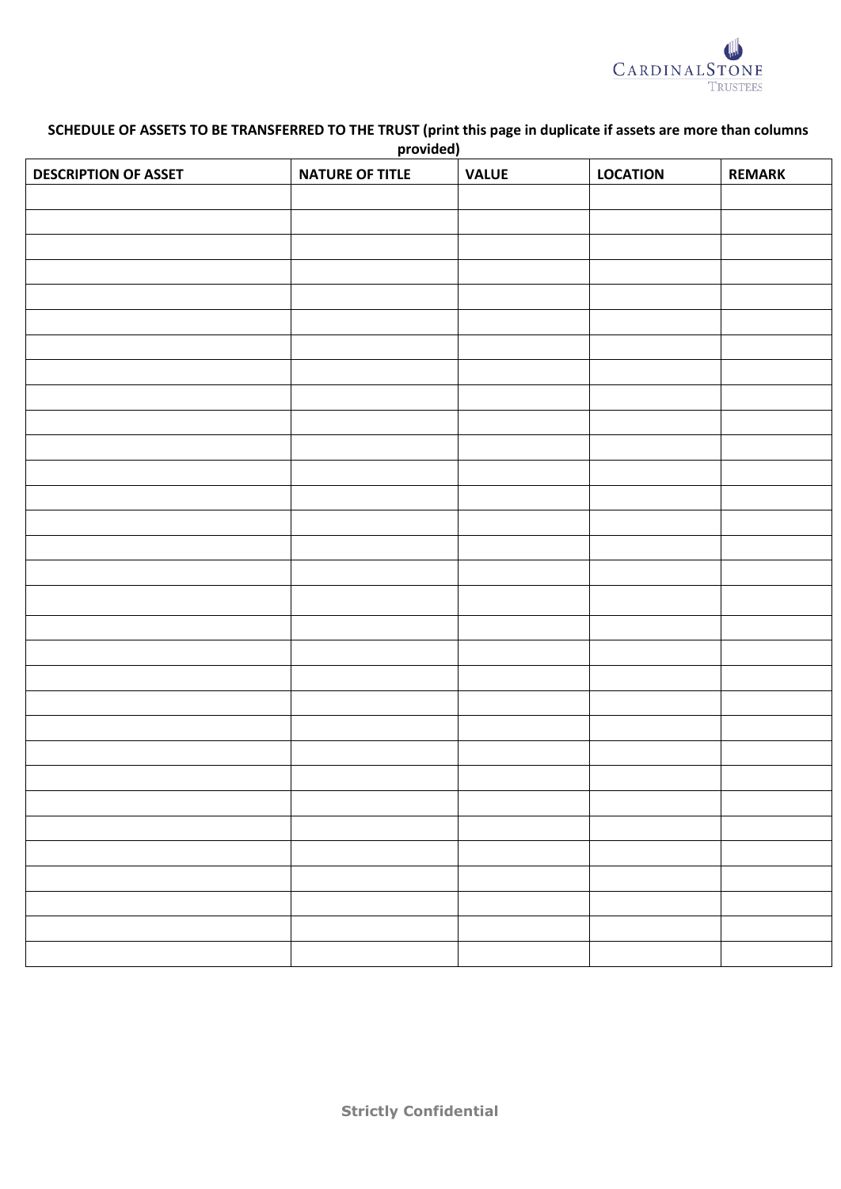**SCHEDULE OF ASSETS TO BE TRANSFERRED TO THE TRUST (print this page in duplicate if assets are more than columns provided)**

| DESCRIPTION OF ASSET | NATURE OF TITLE | VALUE | LOCATION | REMARK |
|---|---|---|---|---|
| | | | | |
| | | | | |
| | | | | |
| | | | | |
| | | | | |
| | | | | |
| | | | | |
| | | | | |
| | | | | |
| | | | | |
| | | | | |
| | | | | |
| | | | | |
| | | | | |
| | | | | |
| | | | | |
| | | | | |
| | | | | |
| | | | | |
| | | | | |
| | | | | |
| | | | | |
| | | | | |
| | | | | |
| | | | | |
| | | | | |
| | | | | |
| | | | | |
| | | | | |
| | | | | |
| | | | | |

**Strictly Confidential**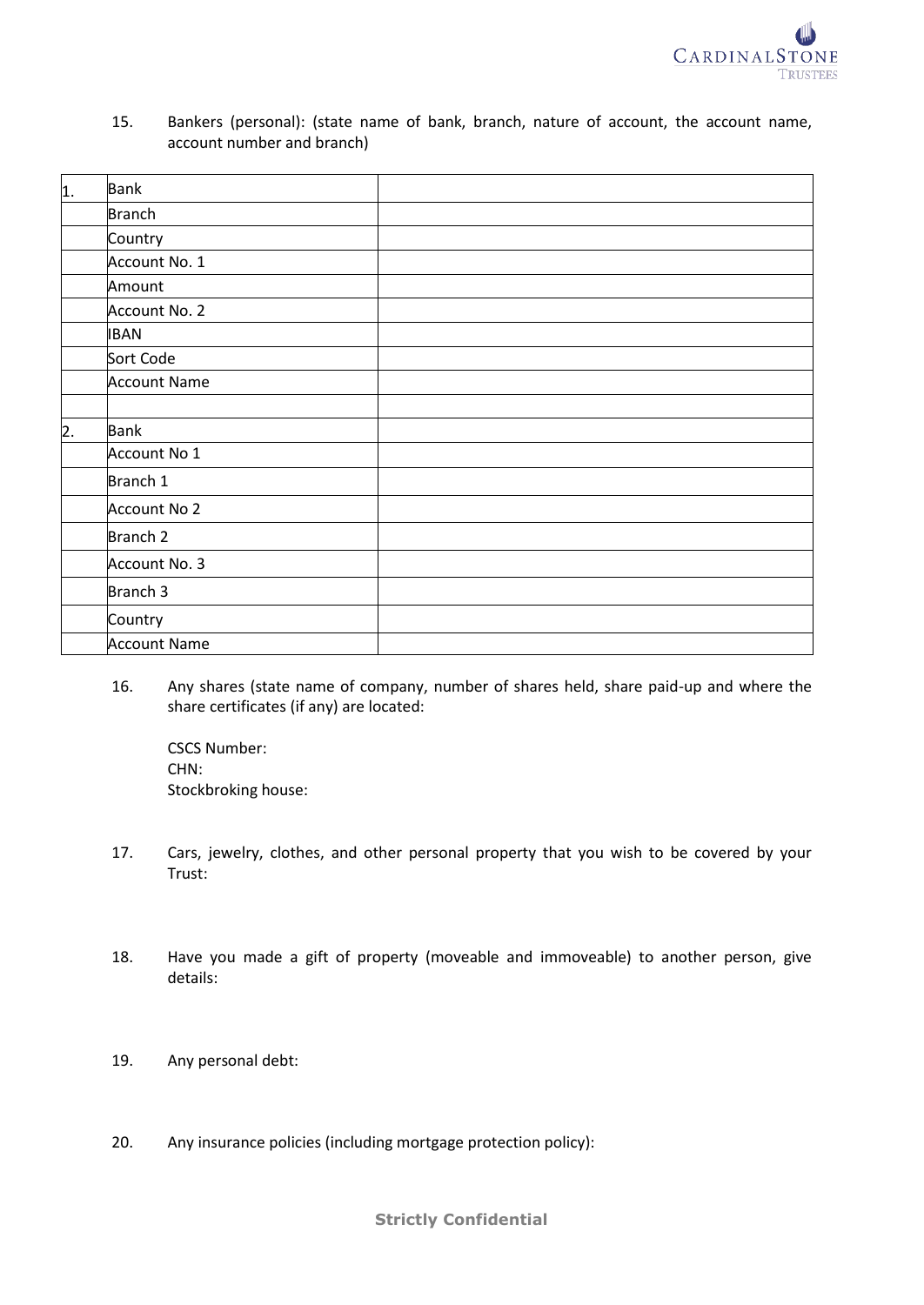15. Bankers (personal): (state name of bank, branch, nature of account, the account name, account number and branch)

| | | |
|---|---|---|
| 1. | Bank | |
| | Branch | |
| | Country | |
| | Account No. 1 | |
| | Amount | |
| | Account No. 2 | |
| | IBAN | |
| | Sort Code | |
| | Account Name | |
| | | |
| 2. | Bank | |
| | Account No 1 | |
| | Branch 1 | |
| | Account No 2 | |
| | Branch 2 | |
| | Account No. 3 | |
| | Branch 3 | |
| | Country | |
| | Account Name | |

16. Any shares (state name of company, number of shares held, share paid-up and where the share certificates (if any) are located:

    CSCS Number:
    CHN:
    Stockbroking house:

17. Cars, jewelry, clothes, and other personal property that you wish to be covered by your Trust:

18. Have you made a gift of property (moveable and immoveable) to another person, give details:

19. Any personal debt:

20. Any insurance policies (including mortgage protection policy):

**Strictly Confidential**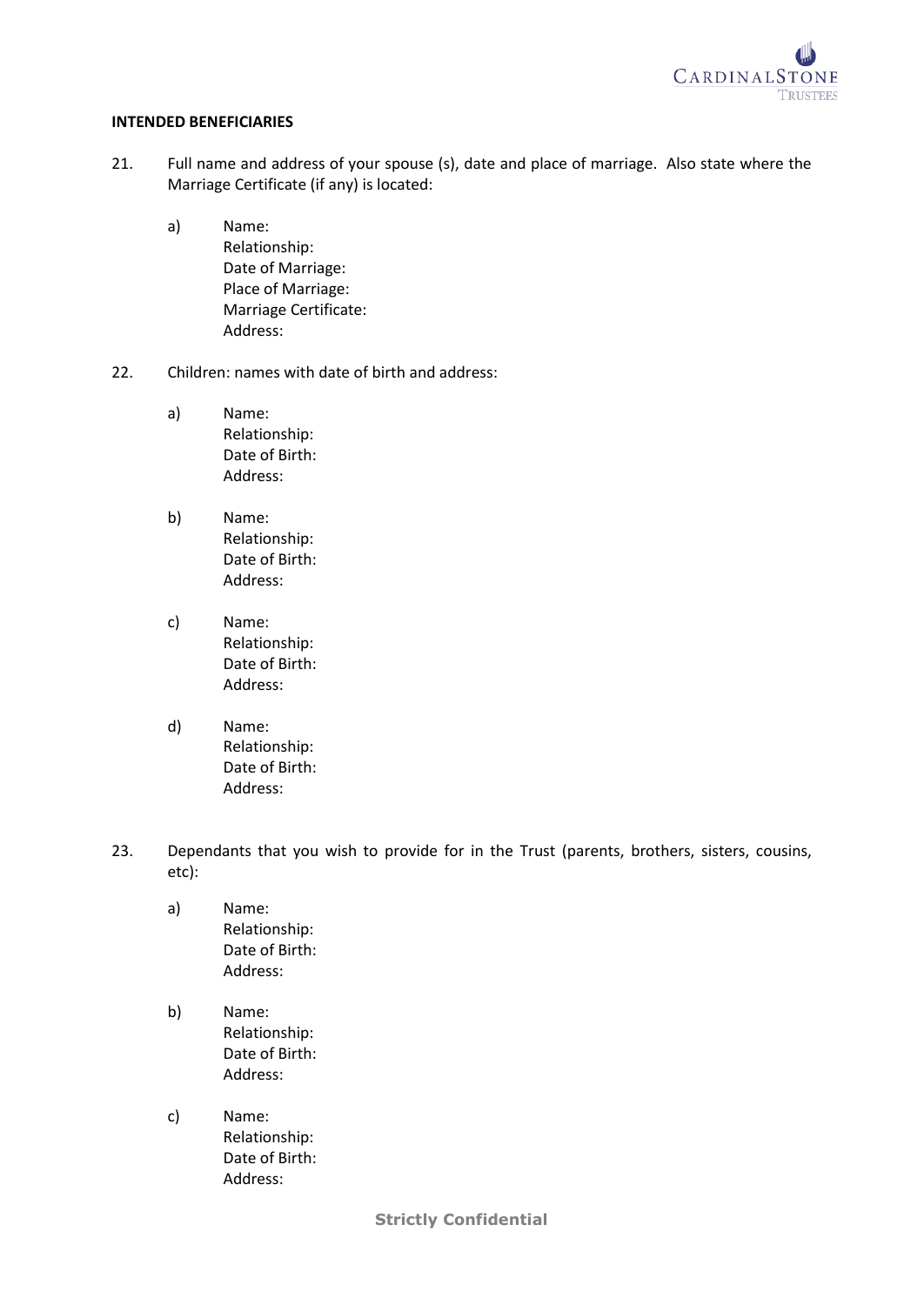**INTENDED BENEFICIARIES**

21. Full name and address of your spouse (s), date and place of marriage. Also state where the Marriage Certificate (if any) is located:

    a) Name:
       Relationship:
       Date of Marriage:
       Place of Marriage:
       Marriage Certificate:
       Address:

22. Children: names with date of birth and address:

    a) Name:
       Relationship:
       Date of Birth:
       Address:

    b) Name:
       Relationship:
       Date of Birth:
       Address:

    c) Name:
       Relationship:
       Date of Birth:
       Address:

    d) Name:
       Relationship:
       Date of Birth:
       Address:

23. Dependants that you wish to provide for in the Trust (parents, brothers, sisters, cousins, etc):

    a) Name:
       Relationship:
       Date of Birth:
       Address:

    b) Name:
       Relationship:
       Date of Birth:
       Address:

    c) Name:
       Relationship:
       Date of Birth:
       Address: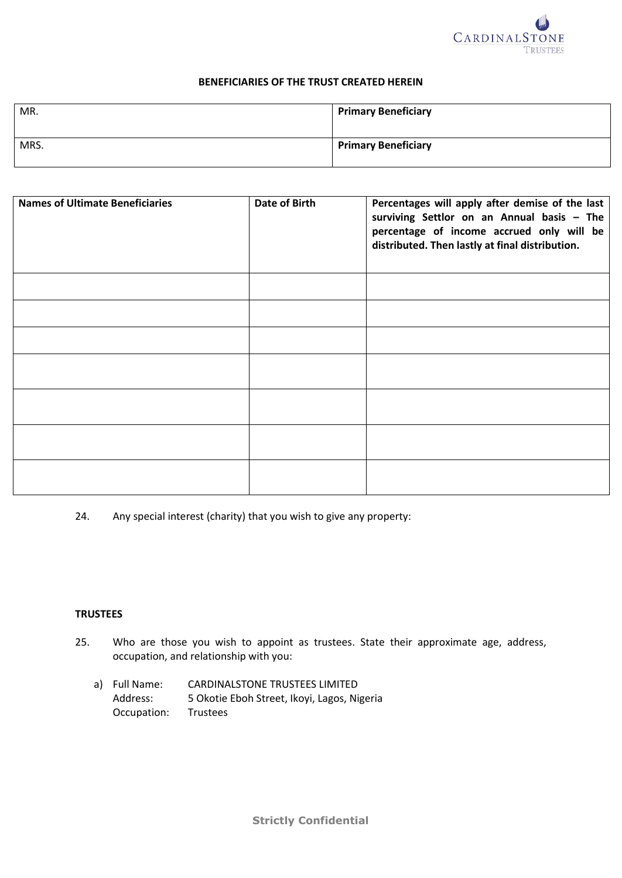## BENEFICIARIES OF THE TRUST CREATED HEREIN

| MR. | **Primary Beneficiary** |
|---|---|
| MRS. | **Primary Beneficiary** |

| **Names of Ultimate Beneficiaries** | **Date of Birth** | **Percentages will apply after demise of the last surviving Settlor on an Annual basis – The percentage of income accrued only will be distributed. Then lastly at final distribution.** |
|---|---|---|
| | | |
| | | |
| | | |
| | | |
| | | |
| | | |
| | | |

24. Any special interest (charity) that you wish to give any property:

**TRUSTEES**

25. Who are those you wish to appoint as trustees. State their approximate age, address, occupation, and relationship with you:

   a) Full Name: CARDINALSTONE TRUSTEES LIMITED
      Address: 5 Okotie Eboh Street, Ikoyi, Lagos, Nigeria
      Occupation: Trustees

**Strictly Confidential**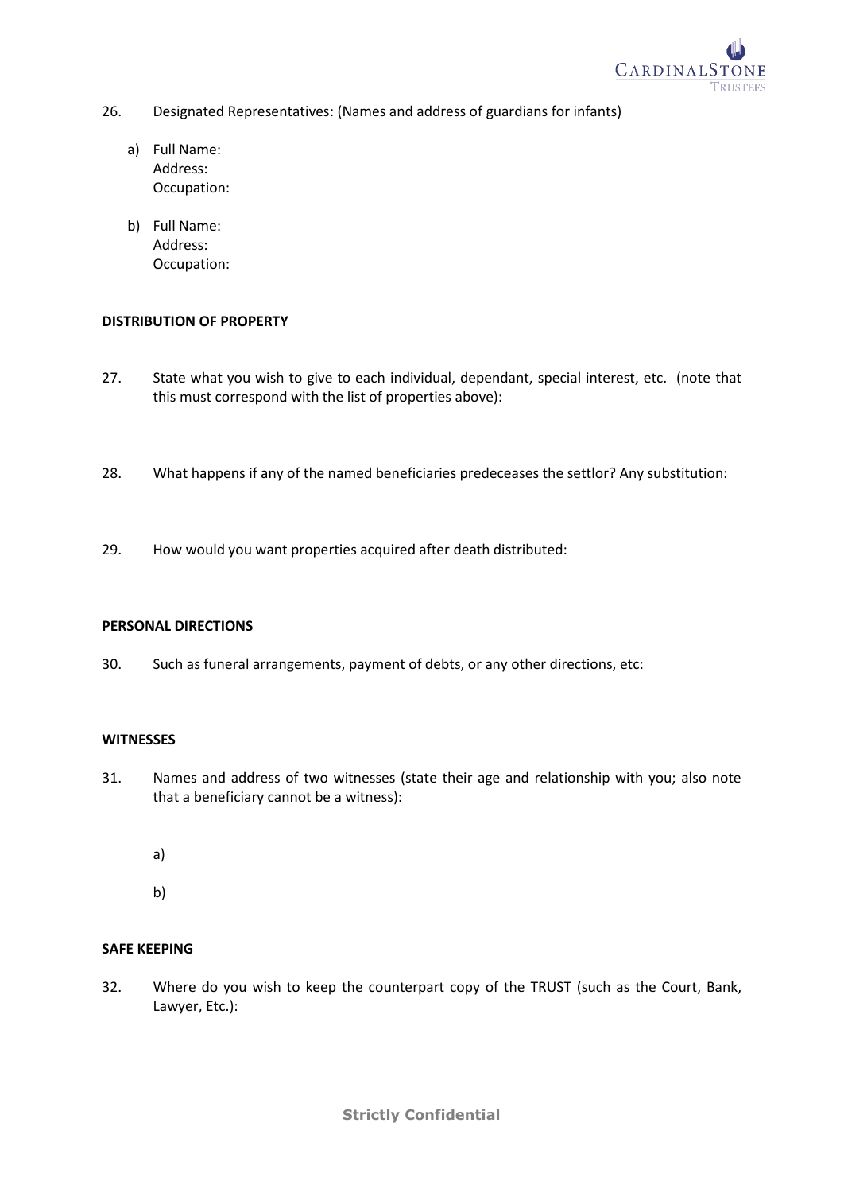26. Designated Representatives: (Names and address of guardians for infants)

    a) Full Name:
       Address:
       Occupation:

    b) Full Name:
       Address:
       Occupation:

**DISTRIBUTION OF PROPERTY**

27. State what you wish to give to each individual, dependant, special interest, etc. (note that this must correspond with the list of properties above):

28. What happens if any of the named beneficiaries predeceases the settlor? Any substitution:

29. How would you want properties acquired after death distributed:

**PERSONAL DIRECTIONS**

30. Such as funeral arrangements, payment of debts, or any other directions, etc:

**WITNESSES**

31. Names and address of two witnesses (state their age and relationship with you; also note that a beneficiary cannot be a witness):

    a)

    b)

**SAFE KEEPING**

32. Where do you wish to keep the counterpart copy of the TRUST (such as the Court, Bank, Lawyer, Etc.):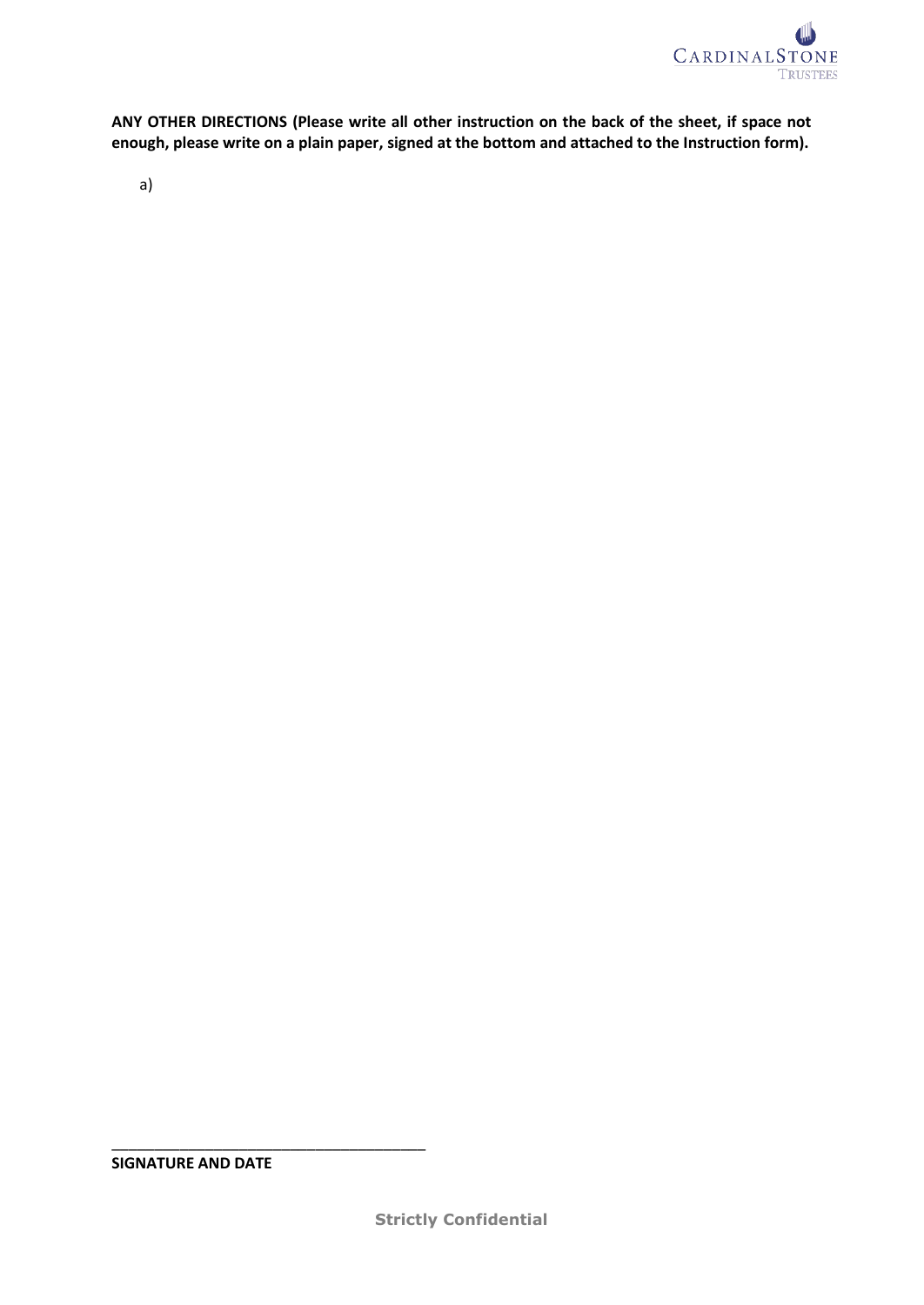**ANY OTHER DIRECTIONS (Please write all other instruction on the back of the sheet, if space not enough, please write on a plain paper, signed at the bottom and attached to the Instruction form).**

a)

\_\_\_\_\_\_\_\_\_\_\_\_\_\_\_\_\_\_\_\_\_\_\_\_\_\_\_\_\_\_\_\_\_\_\_\_\_\_\_\_

**SIGNATURE AND DATE**

**Strictly Confidential**